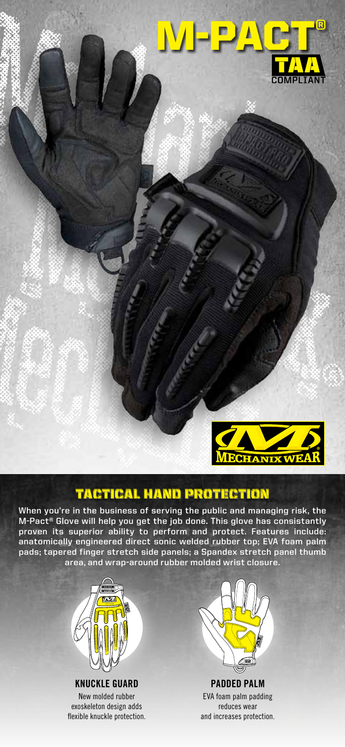# M-PACT®

**TAA COMPLIANT**

MECHANIX WEAR®

## TACTICAL HAND PROTECTION

When you're in the business of serving the public and managing risk, the M-Pact® Glove will help you get the job done. This glove has consistantly proven its superior ability to perform and protect. Features include: anatomically engineered direct sonic welded rubber top; EVA foam palm pads; tapered finger stretch side panels; a Spandex stretch panel thumb area, and wrap-around rubber molded wrist closure.

### KNUCKLE GUARD

New molded rubber exoskeleton design adds flexible knuckle protection.

### PADDED PALM

EVA foam palm padding reduces wear and increases protection.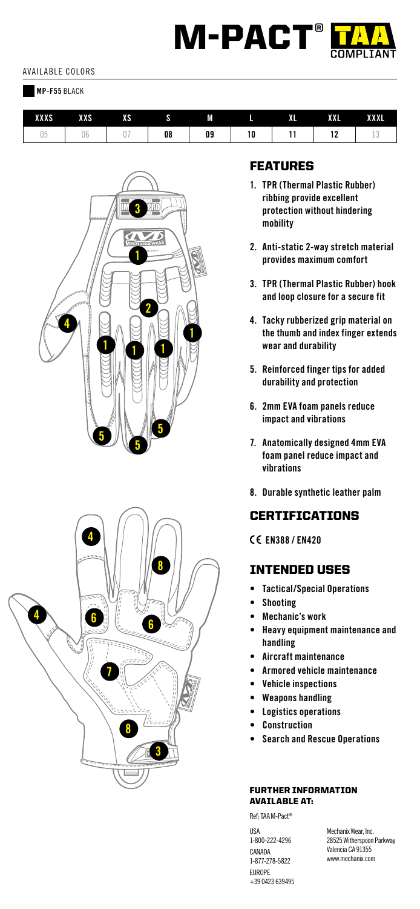# M-PACT® TAA COMPLIANT

AVAILABLE COLORS

**MP-F55** BLACK

| XXXS | XXS | XS | S | M | L | XL | XXL | XXXL |
|---|---|---|---|---|---|---|---|---|
| 05 | 06 | 07 | 08 | 09 | 10 | 11 | 12 | 13 |

## FEATURES

1. TPR (Thermal Plastic Rubber) ribbing provide excellent protection without hindering mobility
2. Anti-static 2-way stretch material provides maximum comfort
3. TPR (Thermal Plastic Rubber) hook and loop closure for a secure fit
4. Tacky rubberized grip material on the thumb and index finger extends wear and durability
5. Reinforced finger tips for added durability and protection
6. 2mm EVA foam panels reduce impact and vibrations
7. Anatomically designed 4mm EVA foam panel reduce impact and vibrations
8. Durable synthetic leather palm

## CERTIFICATIONS

CE EN388 / EN420

## INTENDED USES

- Tactical/Special Operations
- Shooting
- Mechanic's work
- Heavy equipment maintenance and handling
- Aircraft maintenance
- Armored vehicle maintenance
- Vehicle inspections
- Weapons handling
- Logistics operations
- Construction
- Search and Rescue Operations

#### FURTHER INFORMATION AVAILABLE AT:

Ref: TAA M-Pact®

USA
1-800-222-4296

CANADA
1-877-278-5822

EUROPE
+39 0423 639495

Mechanix Wear, Inc.
28525 Witherspoon Parkway
Valencia CA 91355
www.mechanix.com